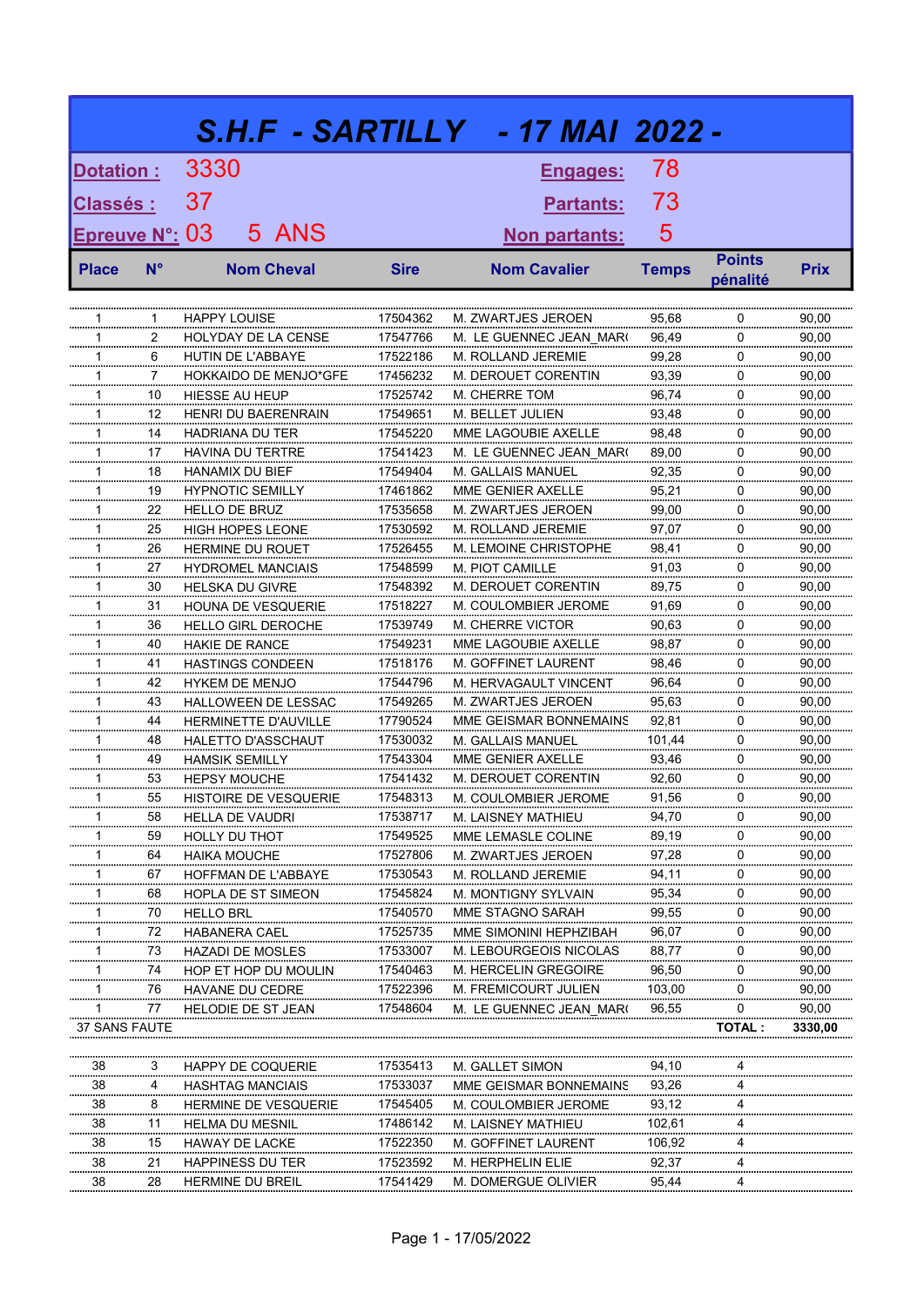# S.H.F - SARTILLY - 17 MAI 2022 -

**Dotation :** 3330 | **Engages:** 78

**Classés :** 37 | **Partants:** 73

**Epreuve N°:** 03 5 ANS | **Non partants:** 5

| Place | N° | Nom Cheval | Sire | Nom Cavalier | Temps | Points pénalité | Prix |
|---|---|---|---|---|---|---|---|
| 1 | 1 | HAPPY LOUISE | 17504362 | M. ZWARTJES JEROEN | 95,68 | 0 | 90,00 |
| 1 | 2 | HOLYDAY DE LA CENSE | 17547766 | M. LE GUENNEC JEAN_MAR( | 96,49 | 0 | 90,00 |
| 1 | 6 | HUTIN DE L'ABBAYE | 17522186 | M. ROLLAND JEREMIE | 99,28 | 0 | 90,00 |
| 1 | 7 | HOKKAIDO DE MENJO*GFE | 17456232 | M. DEROUET CORENTIN | 93,39 | 0 | 90,00 |
| 1 | 10 | HIESSE AU HEUP | 17525742 | M. CHERRE TOM | 96,74 | 0 | 90,00 |
| 1 | 12 | HENRI DU BAERENRAIN | 17549651 | M. BELLET JULIEN | 93,48 | 0 | 90,00 |
| 1 | 14 | HADRIANA DU TER | 17545220 | MME LAGOUBIE AXELLE | 98,48 | 0 | 90,00 |
| 1 | 17 | HAVINA DU TERTRE | 17541423 | M. LE GUENNEC JEAN_MAR( | 89,00 | 0 | 90,00 |
| 1 | 18 | HANAMIX DU BIEF | 17549404 | M. GALLAIS MANUEL | 92,35 | 0 | 90,00 |
| 1 | 19 | HYPNOTIC SEMILLY | 17461862 | MME GENIER AXELLE | 95,21 | 0 | 90,00 |
| 1 | 22 | HELLO DE BRUZ | 17535658 | M. ZWARTJES JEROEN | 99,00 | 0 | 90,00 |
| 1 | 25 | HIGH HOPES LEONE | 17530592 | M. ROLLAND JEREMIE | 97,07 | 0 | 90,00 |
| 1 | 26 | HERMINE DU ROUET | 17526455 | M. LEMOINE CHRISTOPHE | 98,41 | 0 | 90,00 |
| 1 | 27 | HYDROMEL MANCIAIS | 17548599 | M. PIOT CAMILLE | 91,03 | 0 | 90,00 |
| 1 | 30 | HELSKA DU GIVRE | 17548392 | M. DEROUET CORENTIN | 89,75 | 0 | 90,00 |
| 1 | 31 | HOUNA DE VESQUERIE | 17518227 | M. COULOMBIER JEROME | 91,69 | 0 | 90,00 |
| 1 | 36 | HELLO GIRL DEROCHE | 17539749 | M. CHERRE VICTOR | 90,63 | 0 | 90,00 |
| 1 | 40 | HAKIE DE RANCE | 17549231 | MME LAGOUBIE AXELLE | 98,87 | 0 | 90,00 |
| 1 | 41 | HASTINGS CONDEEN | 17518176 | M. GOFFINET LAURENT | 98,46 | 0 | 90,00 |
| 1 | 42 | HYKEM DE MENJO | 17544796 | M. HERVAGAULT VINCENT | 96,64 | 0 | 90,00 |
| 1 | 43 | HALLOWEEN DE LESSAC | 17549265 | M. ZWARTJES JEROEN | 95,63 | 0 | 90,00 |
| 1 | 44 | HERMINETTE D'AUVILLE | 17790524 | MME GEISMAR BONNEMAINS | 92,81 | 0 | 90,00 |
| 1 | 48 | HALETTO D'ASSCHAUT | 17530032 | M. GALLAIS MANUEL | 101,44 | 0 | 90,00 |
| 1 | 49 | HAMSIK SEMILLY | 17543304 | MME GENIER AXELLE | 93,46 | 0 | 90,00 |
| 1 | 53 | HEPSY MOUCHE | 17541432 | M. DEROUET CORENTIN | 92,60 | 0 | 90,00 |
| 1 | 55 | HISTOIRE DE VESQUERIE | 17548313 | M. COULOMBIER JEROME | 91,56 | 0 | 90,00 |
| 1 | 58 | HELLA DE VAUDRI | 17538717 | M. LAISNEY MATHIEU | 94,70 | 0 | 90,00 |
| 1 | 59 | HOLLY DU THOT | 17549525 | MME LEMASLE COLINE | 89,19 | 0 | 90,00 |
| 1 | 64 | HAIKA MOUCHE | 17527806 | M. ZWARTJES JEROEN | 97,28 | 0 | 90,00 |
| 1 | 67 | HOFFMAN DE L'ABBAYE | 17530543 | M. ROLLAND JEREMIE | 94,11 | 0 | 90,00 |
| 1 | 68 | HOPLA DE ST SIMEON | 17545824 | M. MONTIGNY SYLVAIN | 95,34 | 0 | 90,00 |
| 1 | 70 | HELLO BRL | 17540570 | MME STAGNO SARAH | 99,55 | 0 | 90,00 |
| 1 | 72 | HABANERA CAEL | 17525735 | MME SIMONINI HEPHZIBAH | 96,07 | 0 | 90,00 |
| 1 | 73 | HAZADI DE MOSLES | 17533007 | M. LEBOURGEOIS NICOLAS | 88,77 | 0 | 90,00 |
| 1 | 74 | HOP ET HOP DU MOULIN | 17540463 | M. HERCELIN GREGOIRE | 96,50 | 0 | 90,00 |
| 1 | 76 | HAVANE DU CEDRE | 17522396 | M. FREMICOURT JULIEN | 103,00 | 0 | 90,00 |
| 1 | 77 | HELODIE DE ST JEAN | 17548604 | M. LE GUENNEC JEAN_MAR( | 96,55 | 0 | 90,00 |
| 37 SANS FAUTE | | | | | | **TOTAL :** | **3330,00** |
| 38 | 3 | HAPPY DE COQUERIE | 17535413 | M. GALLET SIMON | 94,10 | 4 | |
| 38 | 4 | HASHTAG MANCIAIS | 17533037 | MME GEISMAR BONNEMAINS | 93,26 | 4 | |
| 38 | 8 | HERMINE DE VESQUERIE | 17545405 | M. COULOMBIER JEROME | 93,12 | 4 | |
| 38 | 11 | HELMA DU MESNIL | 17486142 | M. LAISNEY MATHIEU | 102,61 | 4 | |
| 38 | 15 | HAWAY DE LACKE | 17522350 | M. GOFFINET LAURENT | 106,92 | 4 | |
| 38 | 21 | HAPPINESS DU TER | 17523592 | M. HERPHELIN ELIE | 92,37 | 4 | |
| 38 | 28 | HERMINE DU BREIL | 17541429 | M. DOMERGUE OLIVIER | 95,44 | 4 | |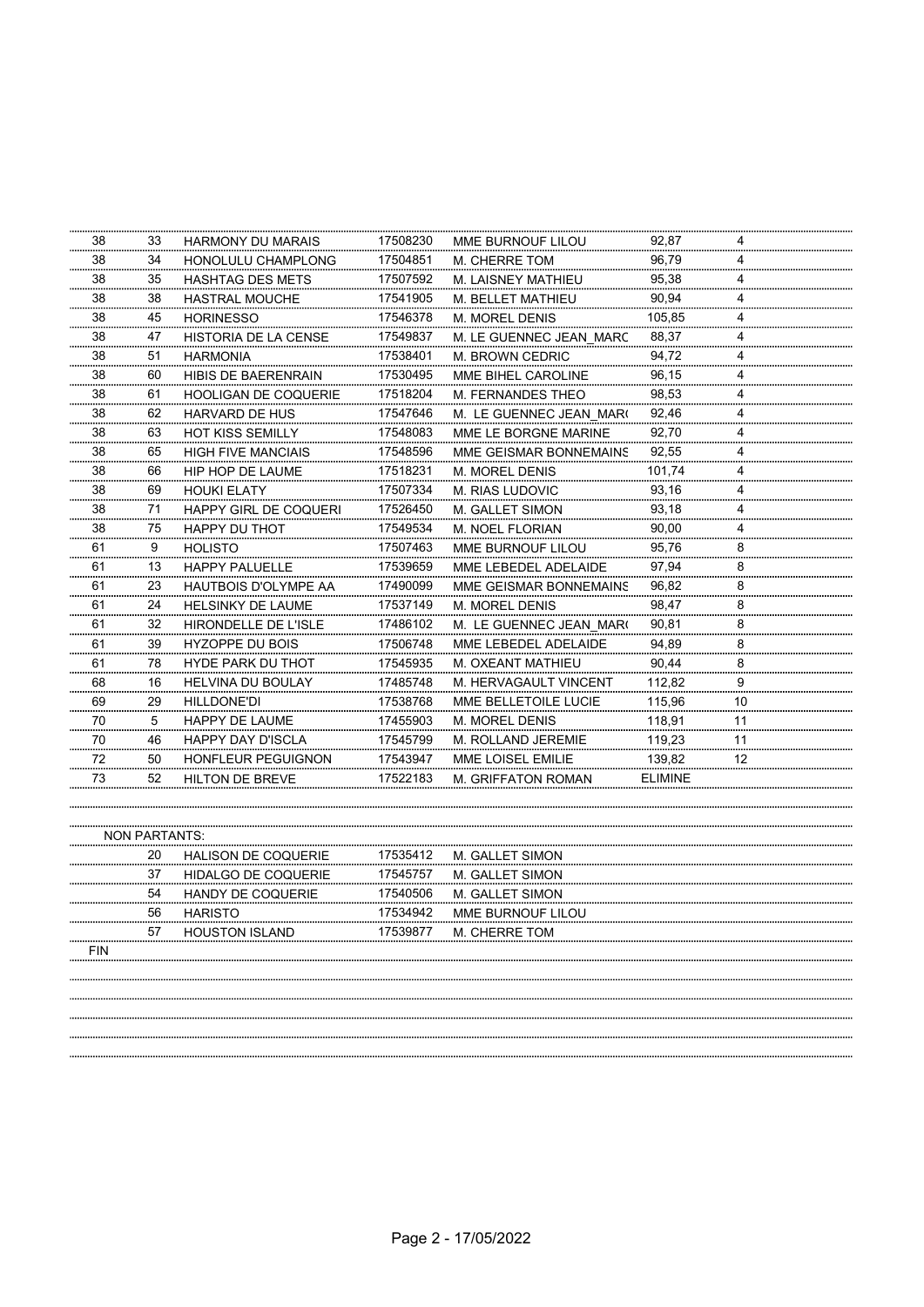| | | | | | | |
|---|---|---|---|---|---|---|
| 38 | 33 | HARMONY DU MARAIS | 17508230 | MME BURNOUF LILOU | 92,87 | 4 |
| 38 | 34 | HONOLULU CHAMPLONG | 17504851 | M. CHERRE TOM | 96,79 | 4 |
| 38 | 35 | HASHTAG DES METS | 17507592 | M. LAISNEY MATHIEU | 95,38 | 4 |
| 38 | 38 | HASTRAL MOUCHE | 17541905 | M. BELLET MATHIEU | 90,94 | 4 |
| 38 | 45 | HORINESSO | 17546378 | M. MOREL DENIS | 105,85 | 4 |
| 38 | 47 | HISTORIA DE LA CENSE | 17549837 | M. LE GUENNEC JEAN_MARC | 88,37 | 4 |
| 38 | 51 | HARMONIA | 17538401 | M. BROWN CEDRIC | 94,72 | 4 |
| 38 | 60 | HIBIS DE BAERENRAIN | 17530495 | MME BIHEL CAROLINE | 96,15 | 4 |
| 38 | 61 | HOOLIGAN DE COQUERIE | 17518204 | M. FERNANDES THEO | 98,53 | 4 |
| 38 | 62 | HARVARD DE HUS | 17547646 | M. LE GUENNEC JEAN_MAR( | 92,46 | 4 |
| 38 | 63 | HOT KISS SEMILLY | 17548083 | MME LE BORGNE MARINE | 92,70 | 4 |
| 38 | 65 | HIGH FIVE MANCIAIS | 17548596 | MME GEISMAR BONNEMAINS | 92,55 | 4 |
| 38 | 66 | HIP HOP DE LAUME | 17518231 | M. MOREL DENIS | 101,74 | 4 |
| 38 | 69 | HOUKI ELATY | 17507334 | M. RIAS LUDOVIC | 93,16 | 4 |
| 38 | 71 | HAPPY GIRL DE COQUERI | 17526450 | M. GALLET SIMON | 93,18 | 4 |
| 38 | 75 | HAPPY DU THOT | 17549534 | M. NOEL FLORIAN | 90,00 | 4 |
| 61 | 9 | HOLISTO | 17507463 | MME BURNOUF LILOU | 95,76 | 8 |
| 61 | 13 | HAPPY PALUELLE | 17539659 | MME LEBEDEL ADELAIDE | 97,94 | 8 |
| 61 | 23 | HAUTBOIS D'OLYMPE AA | 17490099 | MME GEISMAR BONNEMAINS | 96,82 | 8 |
| 61 | 24 | HELSINKY DE LAUME | 17537149 | M. MOREL DENIS | 98,47 | 8 |
| 61 | 32 | HIRONDELLE DE L'ISLE | 17486102 | M. LE GUENNEC JEAN_MAR( | 90,81 | 8 |
| 61 | 39 | HYZOPPE DU BOIS | 17506748 | MME LEBEDEL ADELAIDE | 94,89 | 8 |
| 61 | 78 | HYDE PARK DU THOT | 17545935 | M. OXEANT MATHIEU | 90,44 | 8 |
| 68 | 16 | HELVINA DU BOULAY | 17485748 | M. HERVAGAULT VINCENT | 112,82 | 9 |
| 69 | 29 | HILLDONE'DI | 17538768 | MME BELLETOILE LUCIE | 115,96 | 10 |
| 70 | 5 | HAPPY DE LAUME | 17455903 | M. MOREL DENIS | 118,91 | 11 |
| 70 | 46 | HAPPY DAY D'ISCLA | 17545799 | M. ROLLAND JEREMIE | 119,23 | 11 |
| 72 | 50 | HONFLEUR PEGUIGNON | 17543947 | MME LOISEL EMILIE | 139,82 | 12 |
| 73 | 52 | HILTON DE BREVE | 17522183 | M. GRIFFATON ROMAN | ELIMINE | |

NON PARTANTS:

| | | | |
|---|---|---|---|
| 20 | HALISON DE COQUERIE | 17535412 | M. GALLET SIMON |
| 37 | HIDALGO DE COQUERIE | 17545757 | M. GALLET SIMON |
| 54 | HANDY DE COQUERIE | 17540506 | M. GALLET SIMON |
| 56 | HARISTO | 17534942 | MME BURNOUF LILOU |
| 57 | HOUSTON ISLAND | 17539877 | M. CHERRE TOM |

FIN